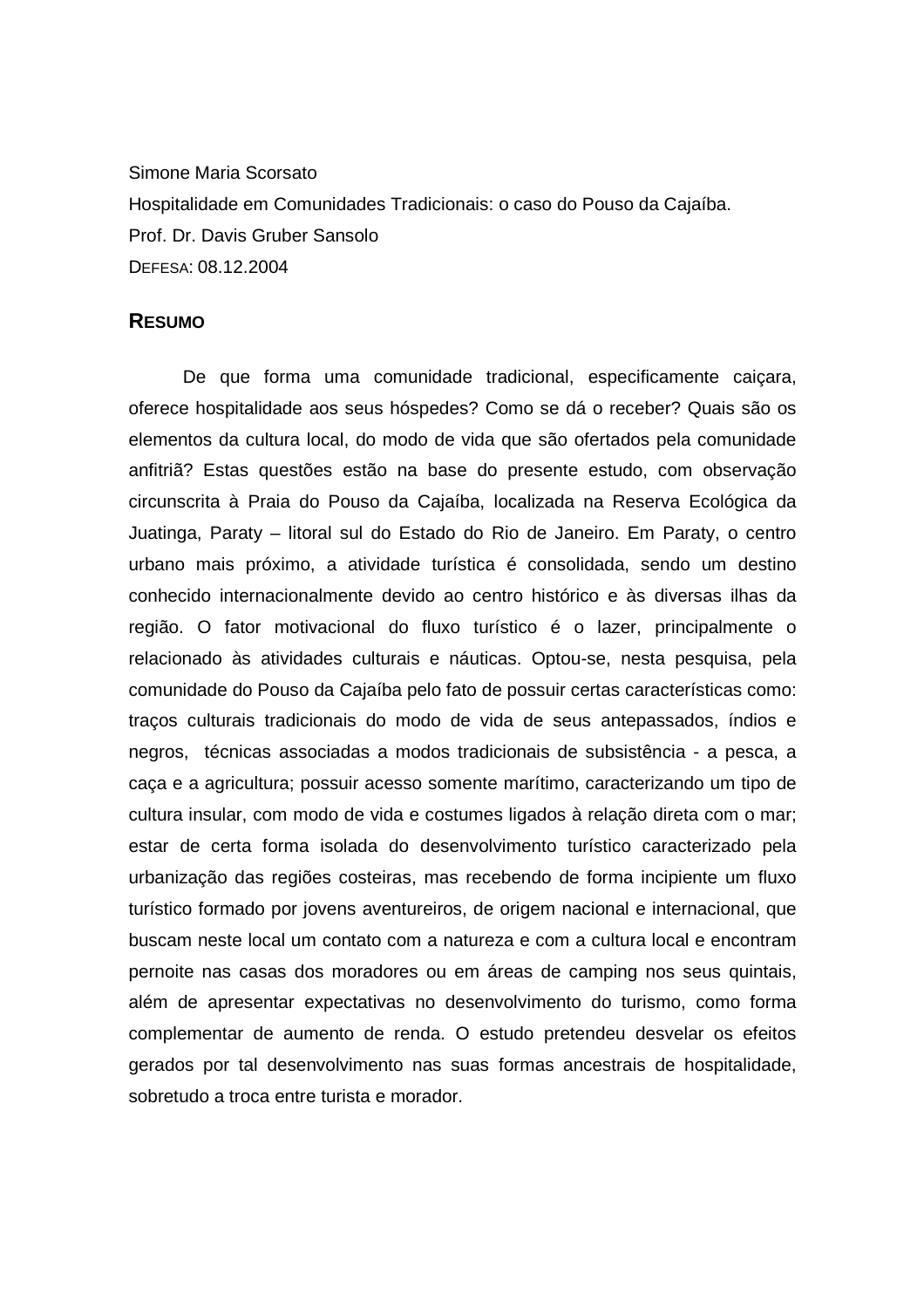Simone Maria Scorsato

Hospitalidade em Comunidades Tradicionais: o caso do Pouso da Cajaíba.

Prof. Dr. Davis Gruber Sansolo

DEFESA: 08.12.2004

## RESUMO

De que forma uma comunidade tradicional, especificamente caiçara, oferece hospitalidade aos seus hóspedes? Como se dá o receber? Quais são os elementos da cultura local, do modo de vida que são ofertados pela comunidade anfitriã? Estas questões estão na base do presente estudo, com observação circunscrita à Praia do Pouso da Cajaíba, localizada na Reserva Ecológica da Juatinga, Paraty – litoral sul do Estado do Rio de Janeiro. Em Paraty, o centro urbano mais próximo, a atividade turística é consolidada, sendo um destino conhecido internacionalmente devido ao centro histórico e às diversas ilhas da região. O fator motivacional do fluxo turístico é o lazer, principalmente o relacionado às atividades culturais e náuticas. Optou-se, nesta pesquisa, pela comunidade do Pouso da Cajaíba pelo fato de possuir certas características como: traços culturais tradicionais do modo de vida de seus antepassados, índios e negros, técnicas associadas a modos tradicionais de subsistência - a pesca, a caça e a agricultura; possuir acesso somente marítimo, caracterizando um tipo de cultura insular, com modo de vida e costumes ligados à relação direta com o mar; estar de certa forma isolada do desenvolvimento turístico caracterizado pela urbanização das regiões costeiras, mas recebendo de forma incipiente um fluxo turístico formado por jovens aventureiros, de origem nacional e internacional, que buscam neste local um contato com a natureza e com a cultura local e encontram pernoite nas casas dos moradores ou em áreas de camping nos seus quintais, além de apresentar expectativas no desenvolvimento do turismo, como forma complementar de aumento de renda. O estudo pretendeu desvelar os efeitos gerados por tal desenvolvimento nas suas formas ancestrais de hospitalidade, sobretudo a troca entre turista e morador.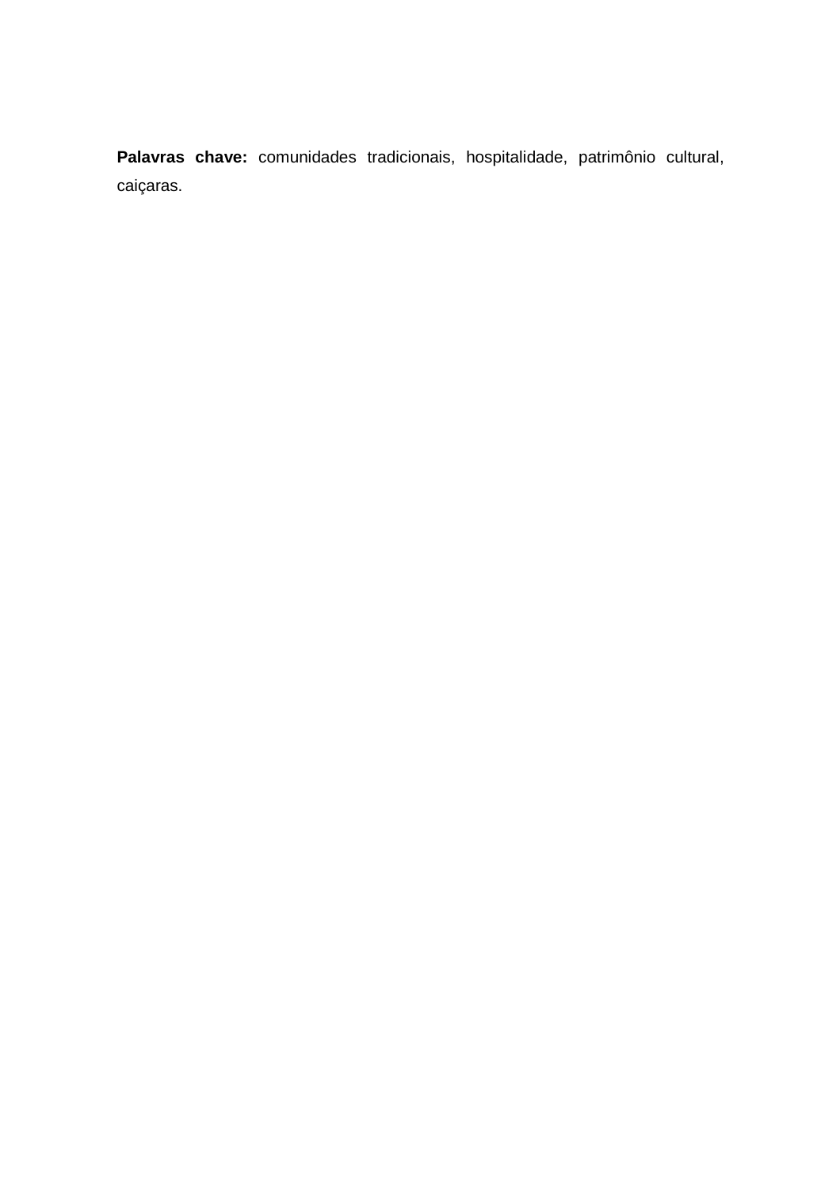**Palavras chave:** comunidades tradicionais, hospitalidade, patrimônio cultural, caiçaras.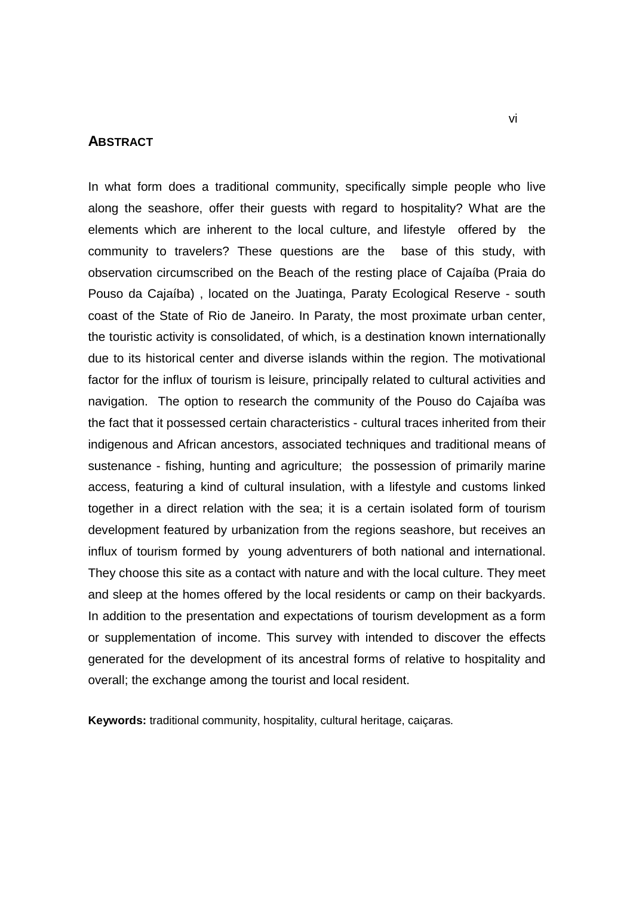## ABSTRACT

In what form does a traditional community, specifically simple people who live along the seashore, offer their guests with regard to hospitality? What are the elements which are inherent to the local culture, and lifestyle offered by the community to travelers? These questions are the base of this study, with observation circumscribed on the Beach of the resting place of Cajaíba (Praia do Pouso da Cajaíba) , located on the Juatinga, Paraty Ecological Reserve - south coast of the State of Rio de Janeiro. In Paraty, the most proximate urban center, the touristic activity is consolidated, of which, is a destination known internationally due to its historical center and diverse islands within the region. The motivational factor for the influx of tourism is leisure, principally related to cultural activities and navigation. The option to research the community of the Pouso do Cajaíba was the fact that it possessed certain characteristics - cultural traces inherited from their indigenous and African ancestors, associated techniques and traditional means of sustenance - fishing, hunting and agriculture; the possession of primarily marine access, featuring a kind of cultural insulation, with a lifestyle and customs linked together in a direct relation with the sea; it is a certain isolated form of tourism development featured by urbanization from the regions seashore, but receives an influx of tourism formed by young adventurers of both national and international. They choose this site as a contact with nature and with the local culture. They meet and sleep at the homes offered by the local residents or camp on their backyards. In addition to the presentation and expectations of tourism development as a form or supplementation of income. This survey with intended to discover the effects generated for the development of its ancestral forms of relative to hospitality and overall; the exchange among the tourist and local resident.

**Keywords:** traditional community, hospitality, cultural heritage, caiçaras.